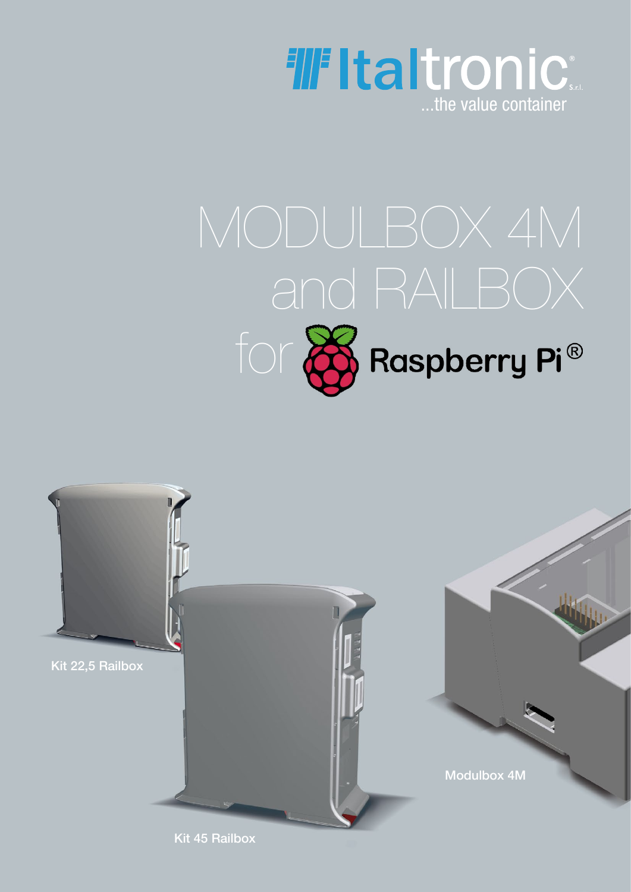Italtronic S.r.l.

...the value container

# MODULBOX 4M and RAILBOX for Raspberry Pi®

Kit 22,5 Railbox

Modulbox 4M

Kit 45 Railbox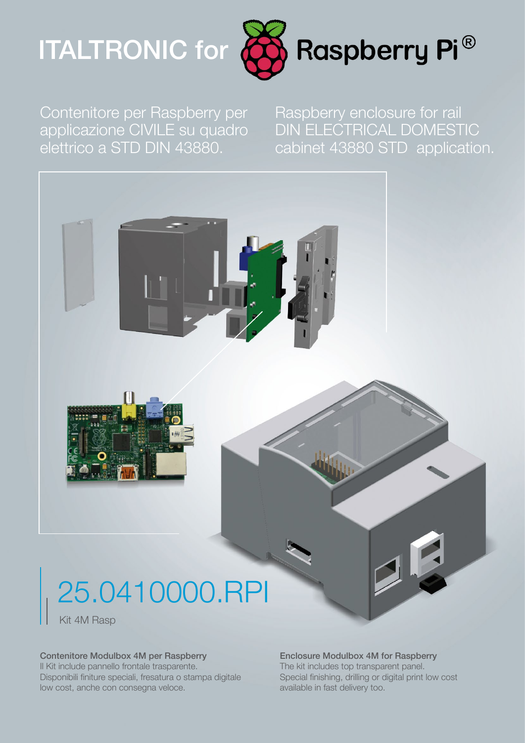# ITALTRONIC for Raspberry Pi®

Contenitore per Raspberry per applicazione CIVILE su quadro elettrico a STD DIN 43880.

Raspberry enclosure for rail DIN ELECTRICAL DOMESTIC cabinet 43880 STD application.

## 25.0410000.RPI

Kit 4M Rasp

**Contenitore Modulbox 4M per Raspberry**
Il Kit include pannello frontale trasparente.
Disponibili finiture speciali, fresatura o stampa digitale low cost, anche con consegna veloce.

**Enclosure Modulbox 4M for Raspberry**
The kit includes top transparent panel.
Special finishing, drilling or digital print low cost available in fast delivery too.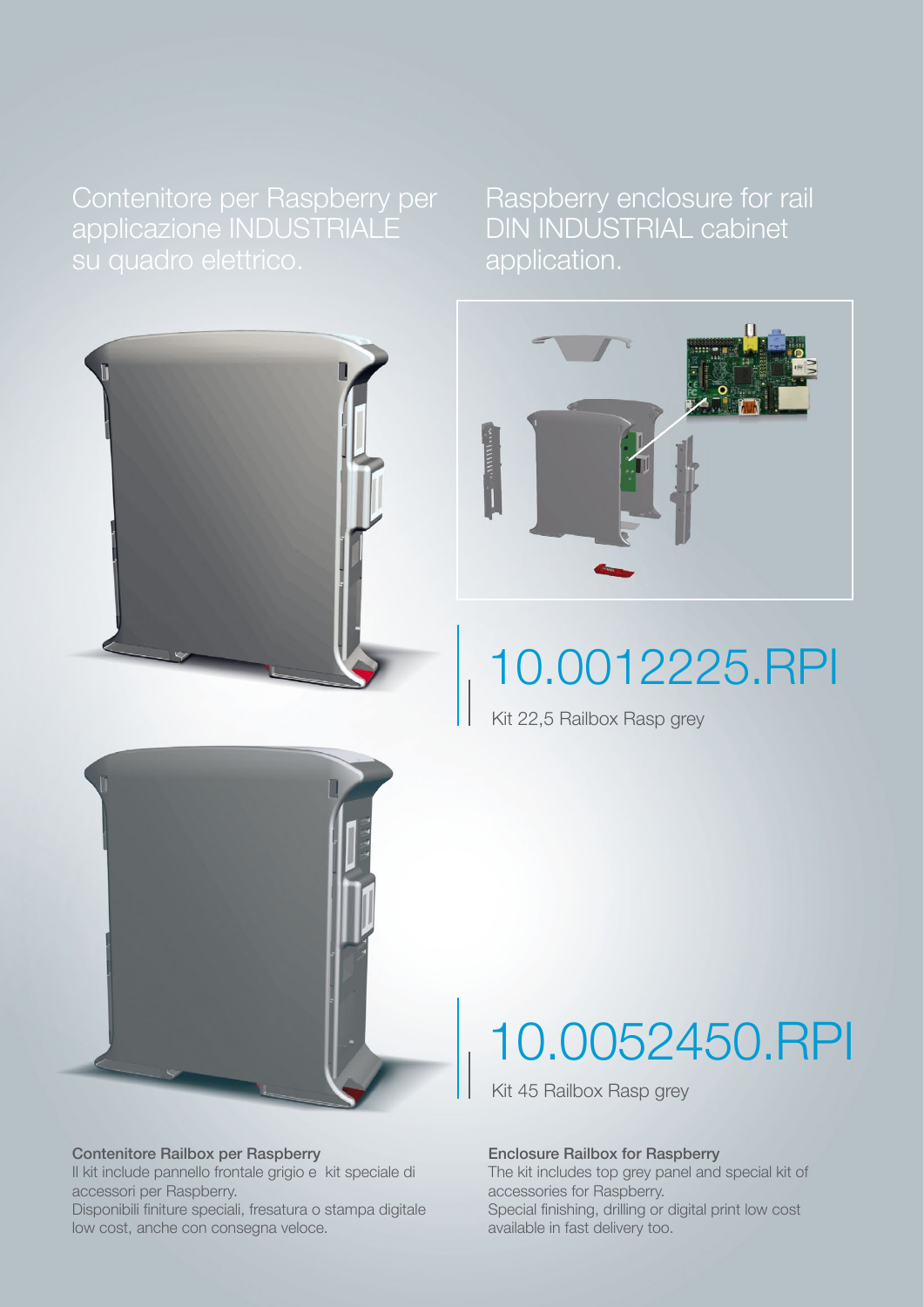Contenitore per Raspberry per applicazione INDUSTRIALE su quadro elettrico.

Raspberry enclosure for rail DIN INDUSTRIAL cabinet application.

# 10.0012225.RPI

Kit 22,5 Railbox Rasp grey

# 10.0052450.RPI

Kit 45 Railbox Rasp grey

**Contenitore Railbox per Raspberry**
Il kit include pannello frontale grigio e kit speciale di accessori per Raspberry.
Disponibili finiture speciali, fresatura o stampa digitale low cost, anche con consegna veloce.

**Enclosure Railbox for Raspberry**
The kit includes top grey panel and special kit of accessories for Raspberry.
Special finishing, drilling or digital print low cost available in fast delivery too.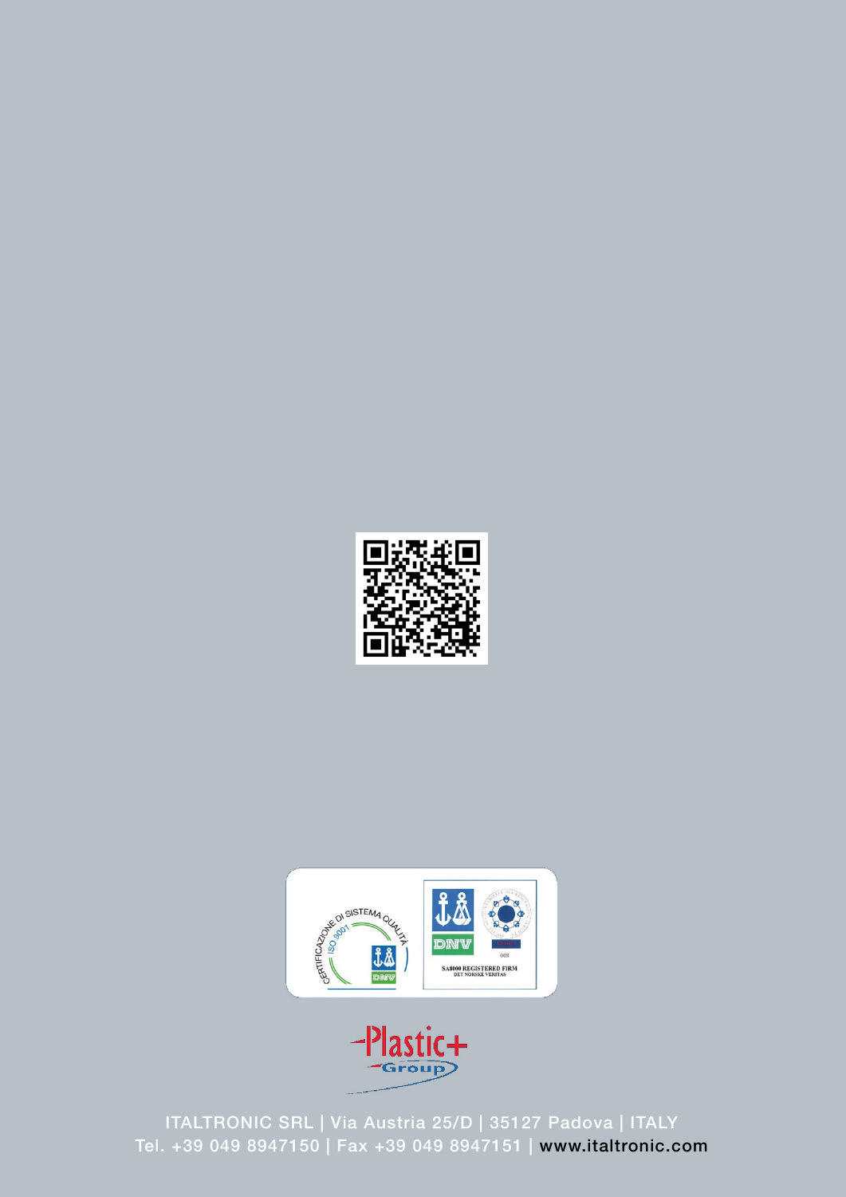ITALTRONIC SRL | Via Austria 25/D | 35127 Padova | ITALY
Tel. +39 049 8947150 | Fax +39 049 8947151 | www.italtronic.com